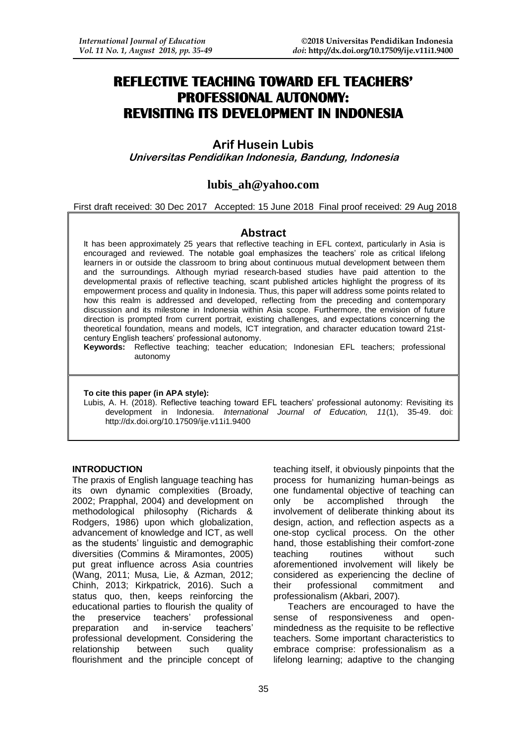# REFLECTIVE TEACHING TOWARD EFL TEACHERS' PROFESSIONAL AUTONOMY: REVISITING ITS DEVELOPMENT IN INDONESIA

**Arif Husein Lubis**

***Universitas Pendidikan Indonesia, Bandung, Indonesia***

**lubis_ah@yahoo.com**

First draft received: 30 Dec 2017 Accepted: 15 June 2018 Final proof received: 29 Aug 2018

## Abstract

It has been approximately 25 years that reflective teaching in EFL context, particularly in Asia is encouraged and reviewed. The notable goal emphasizes the teachers' role as critical lifelong learners in or outside the classroom to bring about continuous mutual development between them and the surroundings. Although myriad research-based studies have paid attention to the developmental praxis of reflective teaching, scant published articles highlight the progress of its empowerment process and quality in Indonesia. Thus, this paper will address some points related to how this realm is addressed and developed, reflecting from the preceding and contemporary discussion and its milestone in Indonesia within Asia scope. Furthermore, the envision of future direction is prompted from current portrait, existing challenges, and expectations concerning the theoretical foundation, means and models, ICT integration, and character education toward 21st-century English teachers' professional autonomy.

**Keywords:** Reflective teaching; teacher education; Indonesian EFL teachers; professional autonomy

**To cite this paper (in APA style):**

Lubis, A. H. (2018). Reflective teaching toward EFL teachers' professional autonomy: Revisiting its development in Indonesia. *International Journal of Education, 11*(1), 35-49. doi: http://dx.doi.org/10.17509/ije.v11i1.9400

## INTRODUCTION

The praxis of English language teaching has its own dynamic complexities (Broady, 2002; Prapphal, 2004) and development on methodological philosophy (Richards & Rodgers, 1986) upon which globalization, advancement of knowledge and ICT, as well as the students' linguistic and demographic diversities (Commins & Miramontes, 2005) put great influence across Asia countries (Wang, 2011; Musa, Lie, & Azman, 2012; Chinh, 2013; Kirkpatrick, 2016). Such a status quo, then, keeps reinforcing the educational parties to flourish the quality of the preservice teachers' professional preparation and in-service teachers' professional development. Considering the relationship between such quality flourishment and the principle concept of teaching itself, it obviously pinpoints that the process for humanizing human-beings as one fundamental objective of teaching can only be accomplished through the involvement of deliberate thinking about its design, action, and reflection aspects as a one-stop cyclical process. On the other hand, those establishing their comfort-zone teaching routines without such aforementioned involvement will likely be considered as experiencing the decline of their professional commitment and professionalism (Akbari, 2007).

Teachers are encouraged to have the sense of responsiveness and open-mindedness as the requisite to be reflective teachers. Some important characteristics to embrace comprise: professionalism as a lifelong learning; adaptive to the changing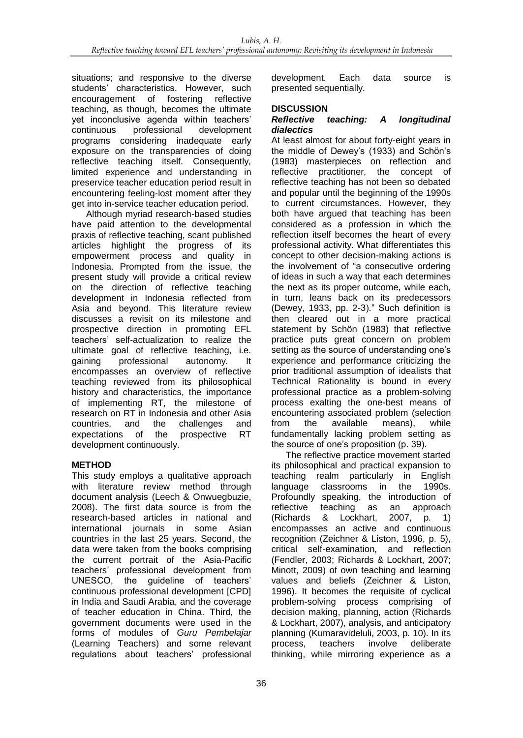situations; and responsive to the diverse students' characteristics. However, such encouragement of fostering reflective teaching, as though, becomes the ultimate yet inconclusive agenda within teachers' continuous professional development programs considering inadequate early exposure on the transparencies of doing reflective teaching itself. Consequently, limited experience and understanding in preservice teacher education period result in encountering feeling-lost moment after they get into in-service teacher education period.

Although myriad research-based studies have paid attention to the developmental praxis of reflective teaching, scant published articles highlight the progress of its empowerment process and quality in Indonesia. Prompted from the issue, the present study will provide a critical review on the direction of reflective teaching development in Indonesia reflected from Asia and beyond. This literature review discusses a revisit on its milestone and prospective direction in promoting EFL teachers' self-actualization to realize the ultimate goal of reflective teaching, i.e. gaining professional autonomy. It encompasses an overview of reflective teaching reviewed from its philosophical history and characteristics, the importance of implementing RT, the milestone of research on RT in Indonesia and other Asia countries, and the challenges and expectations of the prospective RT development continuously.

## METHOD

This study employs a qualitative approach with literature review method through document analysis (Leech & Onwuegbuzie, 2008). The first data source is from the research-based articles in national and international journals in some Asian countries in the last 25 years. Second, the data were taken from the books comprising the current portrait of the Asia-Pacific teachers' professional development from UNESCO, the guideline of teachers' continuous professional development [CPD] in India and Saudi Arabia, and the coverage of teacher education in China. Third, the government documents were used in the forms of modules of *Guru Pembelajar* (Learning Teachers) and some relevant regulations about teachers' professional development. Each data source is presented sequentially.

## DISCUSSION

### *Reflective teaching: A longitudinal dialectics*

At least almost for about forty-eight years in the middle of Dewey's (1933) and Schön's (1983) masterpieces on reflection and reflective practitioner, the concept of reflective teaching has not been so debated and popular until the beginning of the 1990s to current circumstances. However, they both have argued that teaching has been considered as a profession in which the reflection itself becomes the heart of every professional activity. What differentiates this concept to other decision-making actions is the involvement of "a consecutive ordering of ideas in such a way that each determines the next as its proper outcome, while each, in turn, leans back on its predecessors (Dewey, 1933, pp. 2-3)." Such definition is then cleared out in a more practical statement by Schön (1983) that reflective practice puts great concern on problem setting as the source of understanding one's experience and performance criticizing the prior traditional assumption of idealists that Technical Rationality is bound in every professional practice as a problem-solving process exalting the one-best means of encountering associated problem (selection from the available means), while fundamentally lacking problem setting as the source of one's proposition (p. 39).

The reflective practice movement started its philosophical and practical expansion to teaching realm particularly in English language classrooms in the 1990s. Profoundly speaking, the introduction of reflective teaching as an approach (Richards & Lockhart, 2007, p. 1) encompasses an active and continuous recognition (Zeichner & Liston, 1996, p. 5), critical self-examination, and reflection (Fendler, 2003; Richards & Lockhart, 2007; Minott, 2009) of own teaching and learning values and beliefs (Zeichner & Liston, 1996). It becomes the requisite of cyclical problem-solving process comprising of decision making, planning, action (Richards & Lockhart, 2007), analysis, and anticipatory planning (Kumaravideluli, 2003, p. 10). In its process, teachers involve deliberate thinking, while mirroring experience as a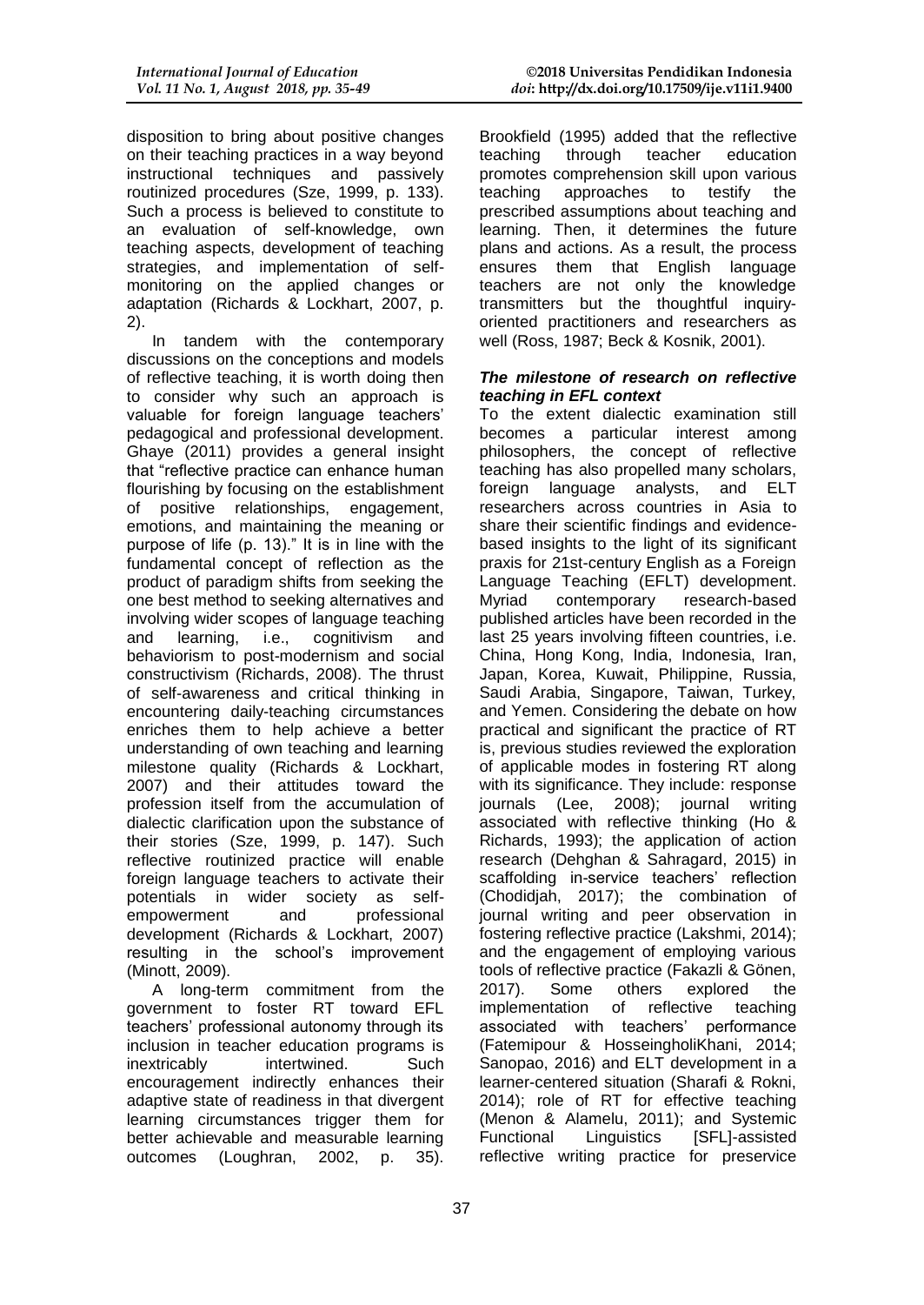disposition to bring about positive changes on their teaching practices in a way beyond instructional techniques and passively routinized procedures (Sze, 1999, p. 133). Such a process is believed to constitute to an evaluation of self-knowledge, own teaching aspects, development of teaching strategies, and implementation of self-monitoring on the applied changes or adaptation (Richards & Lockhart, 2007, p. 2).

In tandem with the contemporary discussions on the conceptions and models of reflective teaching, it is worth doing then to consider why such an approach is valuable for foreign language teachers' pedagogical and professional development. Ghaye (2011) provides a general insight that "reflective practice can enhance human flourishing by focusing on the establishment of positive relationships, engagement, emotions, and maintaining the meaning or purpose of life (p. 13)." It is in line with the fundamental concept of reflection as the product of paradigm shifts from seeking the one best method to seeking alternatives and involving wider scopes of language teaching and learning, i.e., cognitivism and behaviorism to post-modernism and social constructivism (Richards, 2008). The thrust of self-awareness and critical thinking in encountering daily-teaching circumstances enriches them to help achieve a better understanding of own teaching and learning milestone quality (Richards & Lockhart, 2007) and their attitudes toward the profession itself from the accumulation of dialectic clarification upon the substance of their stories (Sze, 1999, p. 147). Such reflective routinized practice will enable foreign language teachers to activate their potentials in wider society as self-empowerment and professional development (Richards & Lockhart, 2007) resulting in the school's improvement (Minott, 2009).

A long-term commitment from the government to foster RT toward EFL teachers' professional autonomy through its inclusion in teacher education programs is inextricably intertwined. Such encouragement indirectly enhances their adaptive state of readiness in that divergent learning circumstances trigger them for better achievable and measurable learning outcomes (Loughran, 2002, p. 35). Brookfield (1995) added that the reflective teaching through teacher education promotes comprehension skill upon various teaching approaches to testify the prescribed assumptions about teaching and learning. Then, it determines the future plans and actions. As a result, the process ensures them that English language teachers are not only the knowledge transmitters but the thoughtful inquiry-oriented practitioners and researchers as well (Ross, 1987; Beck & Kosnik, 2001).

### *The milestone of research on reflective teaching in EFL context*

To the extent dialectic examination still becomes a particular interest among philosophers, the concept of reflective teaching has also propelled many scholars, foreign language analysts, and ELT researchers across countries in Asia to share their scientific findings and evidence-based insights to the light of its significant praxis for 21st-century English as a Foreign Language Teaching (EFLT) development. Myriad contemporary research-based published articles have been recorded in the last 25 years involving fifteen countries, i.e. China, Hong Kong, India, Indonesia, Iran, Japan, Korea, Kuwait, Philippine, Russia, Saudi Arabia, Singapore, Taiwan, Turkey, and Yemen. Considering the debate on how practical and significant the practice of RT is, previous studies reviewed the exploration of applicable modes in fostering RT along with its significance. They include: response journals (Lee, 2008); journal writing associated with reflective thinking (Ho & Richards, 1993); the application of action research (Dehghan & Sahragard, 2015) in scaffolding in-service teachers' reflection (Chodidjah, 2017); the combination of journal writing and peer observation in fostering reflective practice (Lakshmi, 2014); and the engagement of employing various tools of reflective practice (Fakazli & Gönen, 2017). Some others explored the implementation of reflective teaching associated with teachers' performance (Fatemipour & HosseingholiKhani, 2014; Sanopao, 2016) and ELT development in a learner-centered situation (Sharafi & Rokni, 2014); role of RT for effective teaching (Menon & Alamelu, 2011); and Systemic Functional Linguistics [SFL]-assisted reflective writing practice for preservice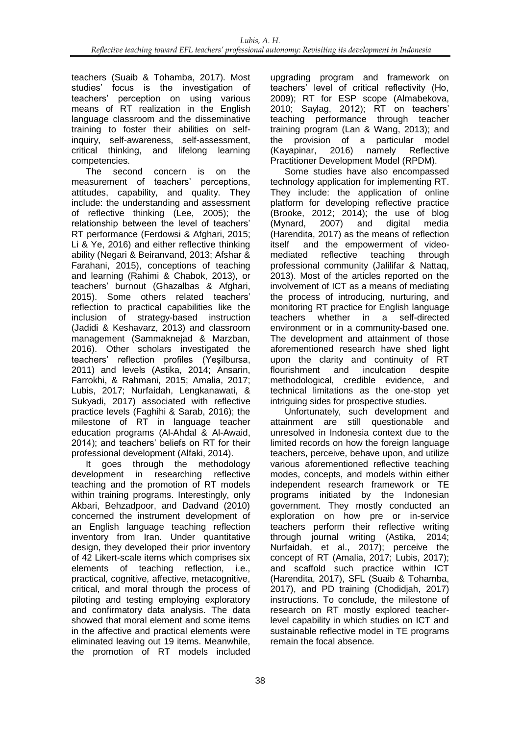teachers (Suaib & Tohamba, 2017). Most studies' focus is the investigation of teachers' perception on using various means of RT realization in the English language classroom and the disseminative training to foster their abilities on self-inquiry, self-awareness, self-assessment, critical thinking, and lifelong learning competencies.

The second concern is on the measurement of teachers' perceptions, attitudes, capability, and quality. They include: the understanding and assessment of reflective thinking (Lee, 2005); the relationship between the level of teachers' RT performance (Ferdowsi & Afghari, 2015; Li & Ye, 2016) and either reflective thinking ability (Negari & Beiranvand, 2013; Afshar & Farahani, 2015), conceptions of teaching and learning (Rahimi & Chabok, 2013), or teachers' burnout (Ghazalbas & Afghari, 2015). Some others related teachers' reflection to practical capabilities like the inclusion of strategy-based instruction (Jadidi & Keshavarz, 2013) and classroom management (Sammaknejad & Marzban, 2016). Other scholars investigated the teachers' reflection profiles (Yeşilbursa, 2011) and levels (Astika, 2014; Ansarin, Farrokhi, & Rahmani, 2015; Amalia, 2017; Lubis, 2017; Nurfaidah, Lengkanawati, & Sukyadi, 2017) associated with reflective practice levels (Faghihi & Sarab, 2016); the milestone of RT in language teacher education programs (Al-Ahdal & Al-Awaid, 2014); and teachers' beliefs on RT for their professional development (Alfaki, 2014).

It goes through the methodology development in researching reflective teaching and the promotion of RT models within training programs. Interestingly, only Akbari, Behzadpoor, and Dadvand (2010) concerned the instrument development of an English language teaching reflection inventory from Iran. Under quantitative design, they developed their prior inventory of 42 Likert-scale items which comprises six elements of teaching reflection, i.e., practical, cognitive, affective, metacognitive, critical, and moral through the process of piloting and testing employing exploratory and confirmatory data analysis. The data showed that moral element and some items in the affective and practical elements were eliminated leaving out 19 items. Meanwhile, the promotion of RT models included upgrading program and framework on teachers' level of critical reflectivity (Ho, 2009); RT for ESP scope (Almabekova, 2010; Saylag, 2012); RT on teachers' teaching performance through teacher training program (Lan & Wang, 2013); and the provision of a particular model (Kayapinar, 2016) namely Reflective Practitioner Development Model (RPDM).

Some studies have also encompassed technology application for implementing RT. They include: the application of online platform for developing reflective practice (Brooke, 2012; 2014); the use of blog (Mynard, 2007) and digital media (Harendita, 2017) as the means of reflection itself and the empowerment of video-mediated reflective teaching through professional community (Jalilifar & Nattaq, 2013). Most of the articles reported on the involvement of ICT as a means of mediating the process of introducing, nurturing, and monitoring RT practice for English language teachers whether in a self-directed environment or in a community-based one. The development and attainment of those aforementioned research have shed light upon the clarity and continuity of RT flourishment and inculcation despite methodological, credible evidence, and technical limitations as the one-stop yet intriguing sides for prospective studies.

Unfortunately, such development and attainment are still questionable and unresolved in Indonesia context due to the limited records on how the foreign language teachers, perceive, behave upon, and utilize various aforementioned reflective teaching modes, concepts, and models within either independent research framework or TE programs initiated by the Indonesian government. They mostly conducted an exploration on how pre or in-service teachers perform their reflective writing through journal writing (Astika, 2014; Nurfaidah, et al., 2017); perceive the concept of RT (Amalia, 2017; Lubis, 2017); and scaffold such practice within ICT (Harendita, 2017), SFL (Suaib & Tohamba, 2017), and PD training (Chodidjah, 2017) instructions. To conclude, the milestone of research on RT mostly explored teacher-level capability in which studies on ICT and sustainable reflective model in TE programs remain the focal absence.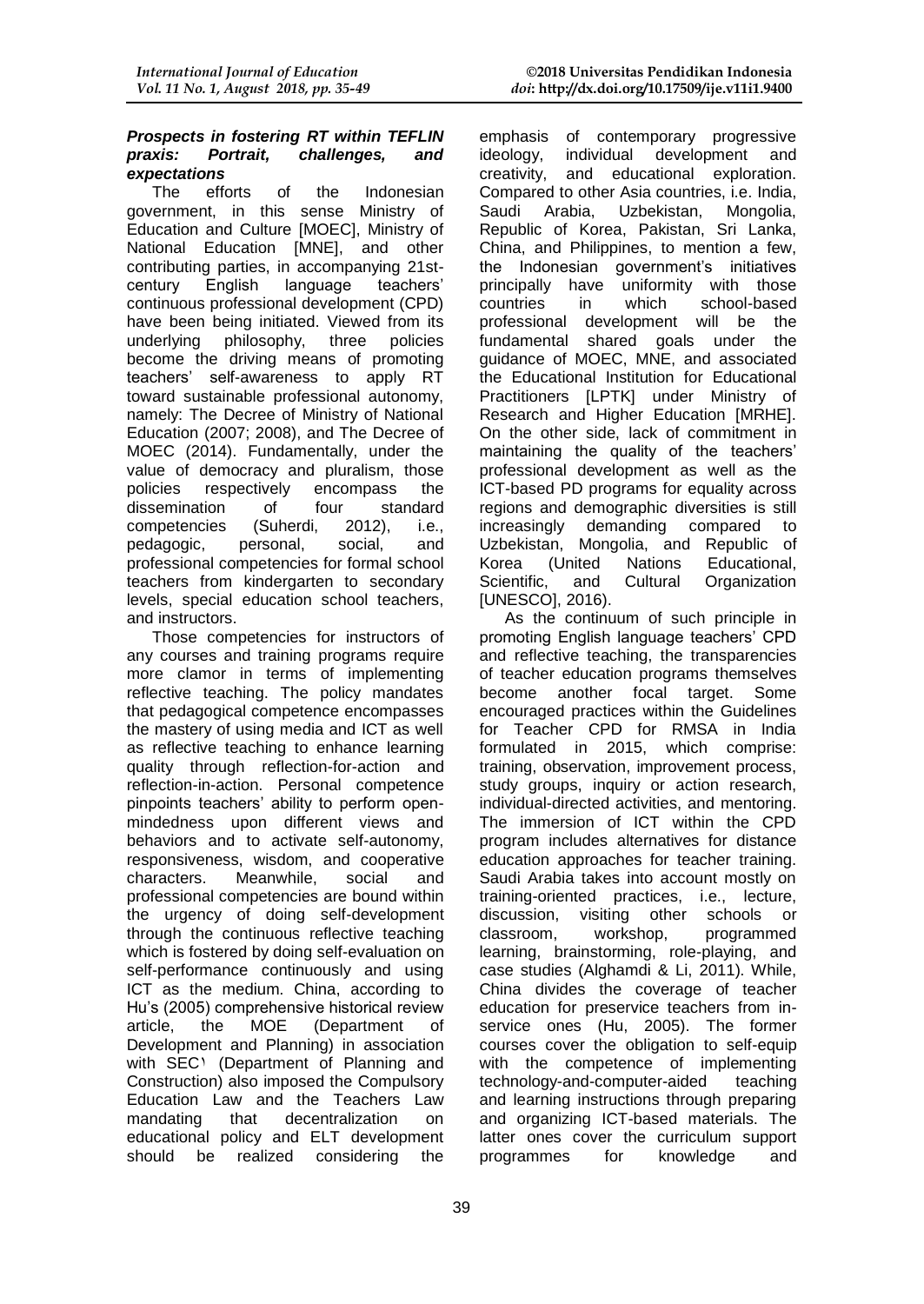### *Prospects in fostering RT within TEFLIN praxis: Portrait, challenges, and expectations*

The efforts of the Indonesian government, in this sense Ministry of Education and Culture [MOEC], Ministry of National Education [MNE], and other contributing parties, in accompanying 21st-century English language teachers' continuous professional development (CPD) have been being initiated. Viewed from its underlying philosophy, three policies become the driving means of promoting teachers' self-awareness to apply RT toward sustainable professional autonomy, namely: The Decree of Ministry of National Education (2007; 2008), and The Decree of MOEC (2014). Fundamentally, under the value of democracy and pluralism, those policies respectively encompass the dissemination of four standard competencies (Suherdi, 2012), i.e., pedagogic, personal, social, and professional competencies for formal school teachers from kindergarten to secondary levels, special education school teachers, and instructors.

Those competencies for instructors of any courses and training programs require more clamor in terms of implementing reflective teaching. The policy mandates that pedagogical competence encompasses the mastery of using media and ICT as well as reflective teaching to enhance learning quality through reflection-for-action and reflection-in-action. Personal competence pinpoints teachers' ability to perform open-mindedness upon different views and behaviors and to activate self-autonomy, responsiveness, wisdom, and cooperative characters. Meanwhile, social and professional competencies are bound within the urgency of doing self-development through the continuous reflective teaching which is fostered by doing self-evaluation on self-performance continuously and using ICT as the medium. China, according to Hu's (2005) comprehensive historical review article, the MOE (Department of Development and Planning) in association with SEC\ (Department of Planning and Construction) also imposed the Compulsory Education Law and the Teachers Law mandating that decentralization on educational policy and ELT development should be realized considering the emphasis of contemporary progressive ideology, individual development and creativity, and educational exploration. Compared to other Asia countries, i.e. India, Saudi Arabia, Uzbekistan, Mongolia, Republic of Korea, Pakistan, Sri Lanka, China, and Philippines, to mention a few, the Indonesian government's initiatives principally have uniformity with those countries in which school-based professional development will be the fundamental shared goals under the guidance of MOEC, MNE, and associated the Educational Institution for Educational Practitioners [LPTK] under Ministry of Research and Higher Education [MRHE]. On the other side, lack of commitment in maintaining the quality of the teachers' professional development as well as the ICT-based PD programs for equality across regions and demographic diversities is still increasingly demanding compared to Uzbekistan, Mongolia, and Republic of Korea (United Nations Educational, Scientific, and Cultural Organization [UNESCO], 2016).

As the continuum of such principle in promoting English language teachers' CPD and reflective teaching, the transparencies of teacher education programs themselves become another focal target. Some encouraged practices within the Guidelines for Teacher CPD for RMSA in India formulated in 2015, which comprise: training, observation, improvement process, study groups, inquiry or action research, individual-directed activities, and mentoring. The immersion of ICT within the CPD program includes alternatives for distance education approaches for teacher training. Saudi Arabia takes into account mostly on training-oriented practices, i.e., lecture, discussion, visiting other schools or classroom, workshop, programmed learning, brainstorming, role-playing, and case studies (Alghamdi & Li, 2011). While, China divides the coverage of teacher education for preservice teachers from in-service ones (Hu, 2005). The former courses cover the obligation to self-equip with the competence of implementing technology-and-computer-aided teaching and learning instructions through preparing and organizing ICT-based materials. The latter ones cover the curriculum support programmes for knowledge and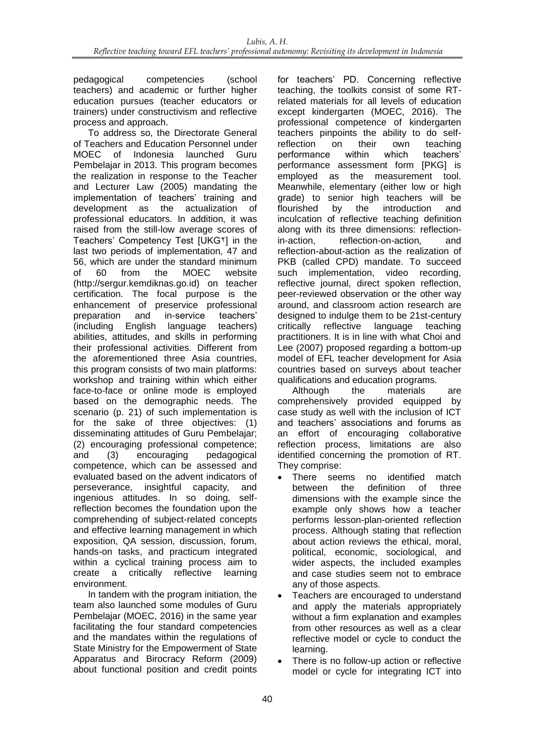pedagogical competencies (school teachers) and academic or further higher education pursues (teacher educators or trainers) under constructivism and reflective process and approach.

To address so, the Directorate General of Teachers and Education Personnel under MOEC of Indonesia launched Guru Pembelajar in 2013. This program becomes the realization in response to the Teacher and Lecturer Law (2005) mandating the implementation of teachers' training and development as the actualization of professional educators. In addition, it was raised from the still-low average scores of Teachers' Competency Test [UKG٢] in the last two periods of implementation, 47 and 56, which are under the standard minimum of 60 from the MOEC website (http://sergur.kemdiknas.go.id) on teacher certification. The focal purpose is the enhancement of preservice professional preparation and in-service teachers' (including English language teachers) abilities, attitudes, and skills in performing their professional activities. Different from the aforementioned three Asia countries, this program consists of two main platforms: workshop and training within which either face-to-face or online mode is employed based on the demographic needs. The scenario (p. 21) of such implementation is for the sake of three objectives: (1) disseminating attitudes of Guru Pembelajar; (2) encouraging professional competence; and (3) encouraging pedagogical competence, which can be assessed and evaluated based on the advent indicators of perseverance, insightful capacity, and ingenious attitudes. In so doing, self-reflection becomes the foundation upon the comprehending of subject-related concepts and effective learning management in which exposition, QA session, discussion, forum, hands-on tasks, and practicum integrated within a cyclical training process aim to create a critically reflective learning environment.

In tandem with the program initiation, the team also launched some modules of Guru Pembelajar (MOEC, 2016) in the same year facilitating the four standard competencies and the mandates within the regulations of State Ministry for the Empowerment of State Apparatus and Birocracy Reform (2009) about functional position and credit points for teachers' PD. Concerning reflective teaching, the toolkits consist of some RT-related materials for all levels of education except kindergarten (MOEC, 2016). The professional competence of kindergarten teachers pinpoints the ability to do self-reflection on their own teaching performance within which teachers' performance assessment form [PKG] is employed as the measurement tool. Meanwhile, elementary (either low or high grade) to senior high teachers will be flourished by the introduction and inculcation of reflective teaching definition along with its three dimensions: reflection-in-action, reflection-on-action, and reflection-about-action as the realization of PKB (called CPD) mandate. To succeed such implementation, video recording, reflective journal, direct spoken reflection, peer-reviewed observation or the other way around, and classroom action research are designed to indulge them to be 21st-century critically reflective language teaching practitioners. It is in line with what Choi and Lee (2007) proposed regarding a bottom-up model of EFL teacher development for Asia countries based on surveys about teacher qualifications and education programs.

Although the materials are comprehensively provided equipped by case study as well with the inclusion of ICT and teachers' associations and forums as an effort of encouraging collaborative reflection process, limitations are also identified concerning the promotion of RT. They comprise:

- There seems no identified match between the definition of three dimensions with the example since the example only shows how a teacher performs lesson-plan-oriented reflection process. Although stating that reflection about action reviews the ethical, moral, political, economic, sociological, and wider aspects, the included examples and case studies seem not to embrace any of those aspects.
- Teachers are encouraged to understand and apply the materials appropriately without a firm explanation and examples from other resources as well as a clear reflective model or cycle to conduct the learning.
- There is no follow-up action or reflective model or cycle for integrating ICT into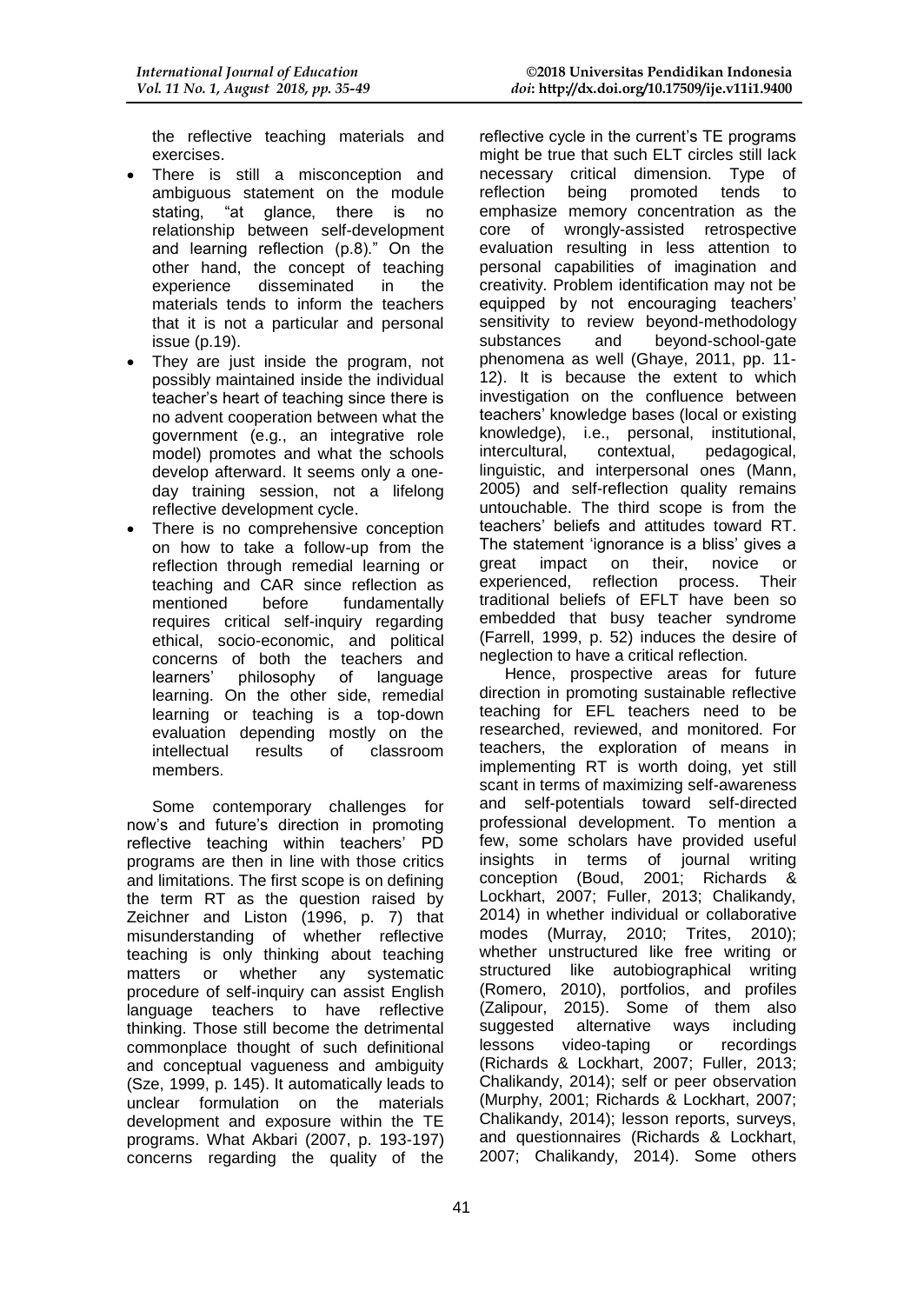the reflective teaching materials and exercises.

- There is still a misconception and ambiguous statement on the module stating, "at glance, there is no relationship between self-development and learning reflection (p.8)." On the other hand, the concept of teaching experience disseminated in the materials tends to inform the teachers that it is not a particular and personal issue (p.19).
- They are just inside the program, not possibly maintained inside the individual teacher's heart of teaching since there is no advent cooperation between what the government (e.g., an integrative role model) promotes and what the schools develop afterward. It seems only a one-day training session, not a lifelong reflective development cycle.
- There is no comprehensive conception on how to take a follow-up from the reflection through remedial learning or teaching and CAR since reflection as mentioned before fundamentally requires critical self-inquiry regarding ethical, socio-economic, and political concerns of both the teachers and learners' philosophy of language learning. On the other side, remedial learning or teaching is a top-down evaluation depending mostly on the intellectual results of classroom members.

Some contemporary challenges for now's and future's direction in promoting reflective teaching within teachers' PD programs are then in line with those critics and limitations. The first scope is on defining the term RT as the question raised by Zeichner and Liston (1996, p. 7) that misunderstanding of whether reflective teaching is only thinking about teaching matters or whether any systematic procedure of self-inquiry can assist English language teachers to have reflective thinking. Those still become the detrimental commonplace thought of such definitional and conceptual vagueness and ambiguity (Sze, 1999, p. 145). It automatically leads to unclear formulation on the materials development and exposure within the TE programs. What Akbari (2007, p. 193-197) concerns regarding the quality of the reflective cycle in the current's TE programs might be true that such ELT circles still lack necessary critical dimension. Type of reflection being promoted tends to emphasize memory concentration as the core of wrongly-assisted retrospective evaluation resulting in less attention to personal capabilities of imagination and creativity. Problem identification may not be equipped by not encouraging teachers' sensitivity to review beyond-methodology substances and beyond-school-gate phenomena as well (Ghaye, 2011, pp. 11-12). It is because the extent to which investigation on the confluence between teachers' knowledge bases (local or existing knowledge), i.e., personal, institutional, intercultural, contextual, pedagogical, linguistic, and interpersonal ones (Mann, 2005) and self-reflection quality remains untouchable. The third scope is from the teachers' beliefs and attitudes toward RT. The statement 'ignorance is a bliss' gives a great impact on their, novice or experienced, reflection process. Their traditional beliefs of EFLT have been so embedded that busy teacher syndrome (Farrell, 1999, p. 52) induces the desire of neglection to have a critical reflection.

Hence, prospective areas for future direction in promoting sustainable reflective teaching for EFL teachers need to be researched, reviewed, and monitored. For teachers, the exploration of means in implementing RT is worth doing, yet still scant in terms of maximizing self-awareness and self-potentials toward self-directed professional development. To mention a few, some scholars have provided useful insights in terms of journal writing conception (Boud, 2001; Richards & Lockhart, 2007; Fuller, 2013; Chalikandy, 2014) in whether individual or collaborative modes (Murray, 2010; Trites, 2010); whether unstructured like free writing or structured like autobiographical writing (Romero, 2010), portfolios, and profiles (Zalipour, 2015). Some of them also suggested alternative ways including lessons video-taping or recordings (Richards & Lockhart, 2007; Fuller, 2013; Chalikandy, 2014); self or peer observation (Murphy, 2001; Richards & Lockhart, 2007; Chalikandy, 2014); lesson reports, surveys, and questionnaires (Richards & Lockhart, 2007; Chalikandy, 2014). Some others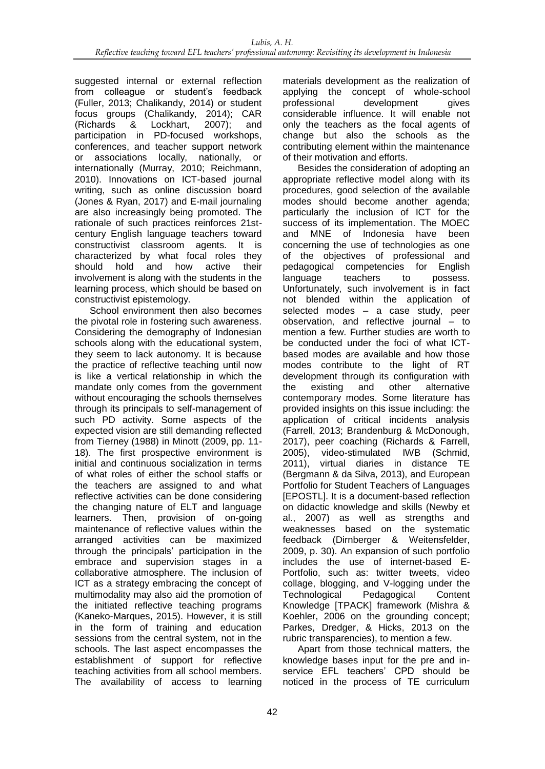suggested internal or external reflection from colleague or student's feedback (Fuller, 2013; Chalikandy, 2014) or student focus groups (Chalikandy, 2014); CAR (Richards & Lockhart, 2007); and participation in PD-focused workshops, conferences, and teacher support network or associations locally, nationally, or internationally (Murray, 2010; Reichmann, 2010). Innovations on ICT-based journal writing, such as online discussion board (Jones & Ryan, 2017) and E-mail journaling are also increasingly being promoted. The rationale of such practices reinforces 21st-century English language teachers toward constructivist classroom agents. It is characterized by what focal roles they should hold and how active their involvement is along with the students in the learning process, which should be based on constructivist epistemology.

School environment then also becomes the pivotal role in fostering such awareness. Considering the demography of Indonesian schools along with the educational system, they seem to lack autonomy. It is because the practice of reflective teaching until now is like a vertical relationship in which the mandate only comes from the government without encouraging the schools themselves through its principals to self-management of such PD activity. Some aspects of the expected vision are still demanding reflected from Tierney (1988) in Minott (2009, pp. 11-18). The first prospective environment is initial and continuous socialization in terms of what roles of either the school staffs or the teachers are assigned to and what reflective activities can be done considering the changing nature of ELT and language learners. Then, provision of on-going maintenance of reflective values within the arranged activities can be maximized through the principals' participation in the embrace and supervision stages in a collaborative atmosphere. The inclusion of ICT as a strategy embracing the concept of multimodality may also aid the promotion of the initiated reflective teaching programs (Kaneko-Marques, 2015). However, it is still in the form of training and education sessions from the central system, not in the schools. The last aspect encompasses the establishment of support for reflective teaching activities from all school members. The availability of access to learning materials development as the realization of applying the concept of whole-school professional development gives considerable influence. It will enable not only the teachers as the focal agents of change but also the schools as the contributing element within the maintenance of their motivation and efforts.

Besides the consideration of adopting an appropriate reflective model along with its procedures, good selection of the available modes should become another agenda; particularly the inclusion of ICT for the success of its implementation. The MOEC and MNE of Indonesia have been concerning the use of technologies as one of the objectives of professional and pedagogical competencies for English language teachers to possess. Unfortunately, such involvement is in fact not blended within the application of selected modes – a case study, peer observation, and reflective journal – to mention a few. Further studies are worth to be conducted under the foci of what ICT-based modes are available and how those modes contribute to the light of RT development through its configuration with the existing and other alternative contemporary modes. Some literature has provided insights on this issue including: the application of critical incidents analysis (Farrell, 2013; Brandenburg & McDonough, 2017), peer coaching (Richards & Farrell, 2005), video-stimulated IWB (Schmid, 2011), virtual diaries in distance TE (Bergmann & da Silva, 2013), and European Portfolio for Student Teachers of Languages [EPOSTL]. It is a document-based reflection on didactic knowledge and skills (Newby et al., 2007) as well as strengths and weaknesses based on the systematic feedback (Dirnberger & Weitensfelder, 2009, p. 30). An expansion of such portfolio includes the use of internet-based E-Portfolio, such as: twitter tweets, video collage, blogging, and V-logging under the Technological Pedagogical Content Knowledge [TPACK] framework (Mishra & Koehler, 2006 on the grounding concept; Parkes, Dredger, & Hicks, 2013 on the rubric transparencies), to mention a few.

Apart from those technical matters, the knowledge bases input for the pre and in-service EFL teachers' CPD should be noticed in the process of TE curriculum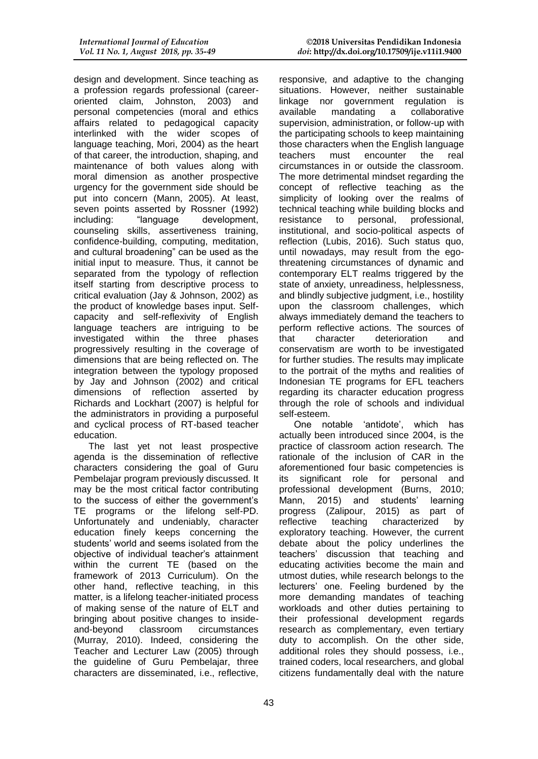design and development. Since teaching as a profession regards professional (career-oriented claim, Johnston, 2003) and personal competencies (moral and ethics affairs related to pedagogical capacity interlinked with the wider scopes of language teaching, Mori, 2004) as the heart of that career, the introduction, shaping, and maintenance of both values along with moral dimension as another prospective urgency for the government side should be put into concern (Mann, 2005). At least, seven points asserted by Rossner (1992) including: "language development, counseling skills, assertiveness training, confidence-building, computing, meditation, and cultural broadening" can be used as the initial input to measure. Thus, it cannot be separated from the typology of reflection itself starting from descriptive process to critical evaluation (Jay & Johnson, 2002) as the product of knowledge bases input. Self-capacity and self-reflexivity of English language teachers are intriguing to be investigated within the three phases progressively resulting in the coverage of dimensions that are being reflected on. The integration between the typology proposed by Jay and Johnson (2002) and critical dimensions of reflection asserted by Richards and Lockhart (2007) is helpful for the administrators in providing a purposeful and cyclical process of RT-based teacher education.

The last yet not least prospective agenda is the dissemination of reflective characters considering the goal of Guru Pembelajar program previously discussed. It may be the most critical factor contributing to the success of either the government's TE programs or the lifelong self-PD. Unfortunately and undeniably, character education finely keeps concerning the students' world and seems isolated from the objective of individual teacher's attainment within the current TE (based on the framework of 2013 Curriculum). On the other hand, reflective teaching, in this matter, is a lifelong teacher-initiated process of making sense of the nature of ELT and bringing about positive changes to inside-and-beyond classroom circumstances (Murray, 2010). Indeed, considering the Teacher and Lecturer Law (2005) through the guideline of Guru Pembelajar, three characters are disseminated, i.e., reflective, responsive, and adaptive to the changing situations. However, neither sustainable linkage nor government regulation is available mandating a collaborative supervision, administration, or follow-up with the participating schools to keep maintaining those characters when the English language teachers must encounter the real circumstances in or outside the classroom. The more detrimental mindset regarding the concept of reflective teaching as the simplicity of looking over the realms of technical teaching while building blocks and resistance to personal, professional, institutional, and socio-political aspects of reflection (Lubis, 2016). Such status quo, until nowadays, may result from the ego-threatening circumstances of dynamic and contemporary ELT realms triggered by the state of anxiety, unreadiness, helplessness, and blindly subjective judgment, i.e., hostility upon the classroom challenges, which always immediately demand the teachers to perform reflective actions. The sources of that character deterioration and conservatism are worth to be investigated for further studies. The results may implicate to the portrait of the myths and realities of Indonesian TE programs for EFL teachers regarding its character education progress through the role of schools and individual self-esteem.

One notable 'antidote', which has actually been introduced since 2004, is the practice of classroom action research. The rationale of the inclusion of CAR in the aforementioned four basic competencies is its significant role for personal and professional development (Burns, 2010; Mann, 2015) and students' learning progress (Zalipour, 2015) as part of reflective teaching characterized by exploratory teaching. However, the current debate about the policy underlines the teachers' discussion that teaching and educating activities become the main and utmost duties, while research belongs to the lecturers' one. Feeling burdened by the more demanding mandates of teaching workloads and other duties pertaining to their professional development regards research as complementary, even tertiary duty to accomplish. On the other side, additional roles they should possess, i.e., trained coders, local researchers, and global citizens fundamentally deal with the nature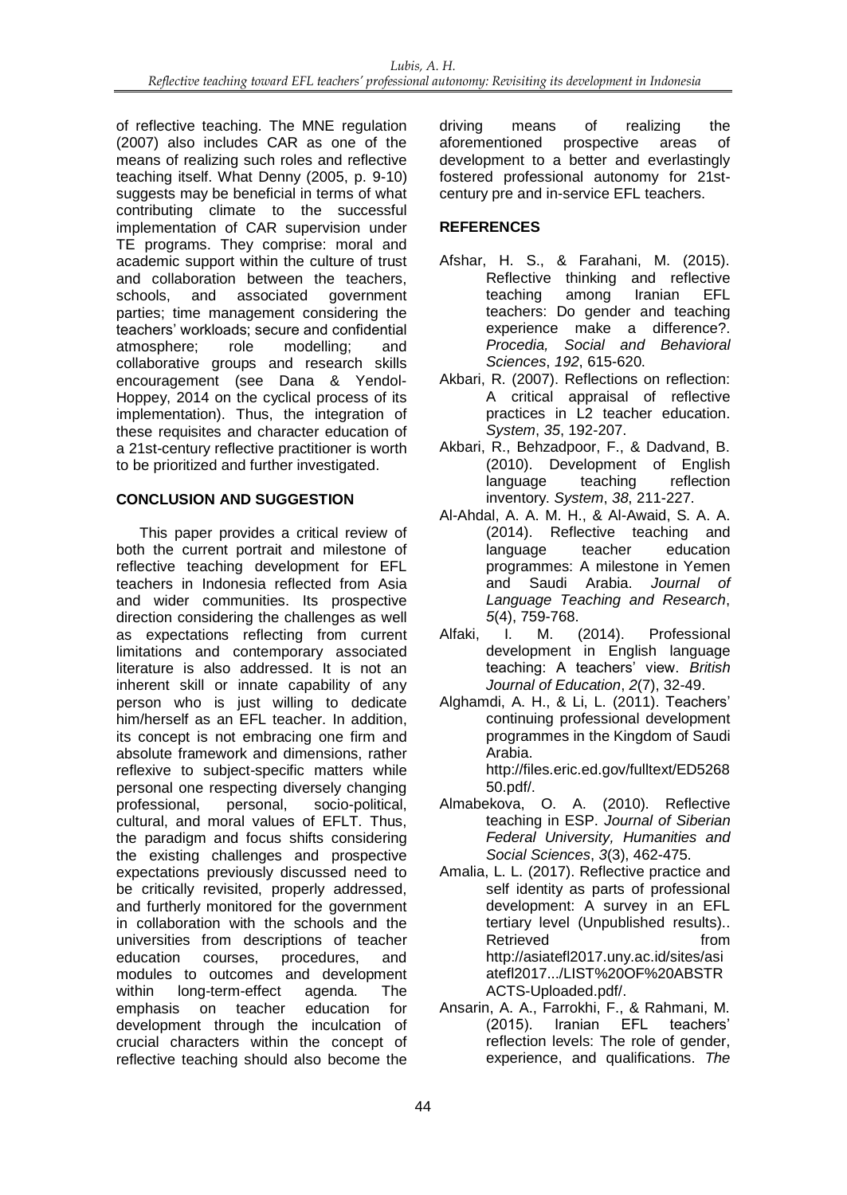of reflective teaching. The MNE regulation (2007) also includes CAR as one of the means of realizing such roles and reflective teaching itself. What Denny (2005, p. 9-10) suggests may be beneficial in terms of what contributing climate to the successful implementation of CAR supervision under TE programs. They comprise: moral and academic support within the culture of trust and collaboration between the teachers, schools, and associated government parties; time management considering the teachers' workloads; secure and confidential atmosphere; role modelling; and collaborative groups and research skills encouragement (see Dana & Yendol-Hoppey, 2014 on the cyclical process of its implementation). Thus, the integration of these requisites and character education of a 21st-century reflective practitioner is worth to be prioritized and further investigated.

## CONCLUSION AND SUGGESTION

This paper provides a critical review of both the current portrait and milestone of reflective teaching development for EFL teachers in Indonesia reflected from Asia and wider communities. Its prospective direction considering the challenges as well as expectations reflecting from current limitations and contemporary associated literature is also addressed. It is not an inherent skill or innate capability of any person who is just willing to dedicate him/herself as an EFL teacher. In addition, its concept is not embracing one firm and absolute framework and dimensions, rather reflexive to subject-specific matters while personal one respecting diversely changing professional, personal, socio-political, cultural, and moral values of EFLT. Thus, the paradigm and focus shifts considering the existing challenges and prospective expectations previously discussed need to be critically revisited, properly addressed, and furtherly monitored for the government in collaboration with the schools and the universities from descriptions of teacher education courses, procedures, and modules to outcomes and development within long-term-effect agenda. The emphasis on teacher education for development through the inculcation of crucial characters within the concept of reflective teaching should also become the driving means of realizing the aforementioned prospective areas of development to a better and everlastingly fostered professional autonomy for 21st-century pre and in-service EFL teachers.

## REFERENCES

Afshar, H. S., & Farahani, M. (2015). Reflective thinking and reflective teaching among Iranian EFL teachers: Do gender and teaching experience make a difference?. *Procedia, Social and Behavioral Sciences*, *192*, 615-620.

Akbari, R. (2007). Reflections on reflection: A critical appraisal of reflective practices in L2 teacher education. *System*, *35*, 192-207.

Akbari, R., Behzadpoor, F., & Dadvand, B. (2010). Development of English language teaching reflection inventory. *System*, *38*, 211-227.

Al-Ahdal, A. A. M. H., & Al-Awaid, S. A. A. (2014). Reflective teaching and language teacher education programmes: A milestone in Yemen and Saudi Arabia. *Journal of Language Teaching and Research*, *5*(4), 759-768.

Alfaki, I. M. (2014). Professional development in English language teaching: A teachers' view. *British Journal of Education*, *2*(7), 32-49.

Alghamdi, A. H., & Li, L. (2011). Teachers' continuing professional development programmes in the Kingdom of Saudi Arabia. http://files.eric.ed.gov/fulltext/ED526850.pdf/.

Almabekova, O. A. (2010). Reflective teaching in ESP. *Journal of Siberian Federal University, Humanities and Social Sciences*, *3*(3), 462-475.

Amalia, L. L. (2017). Reflective practice and self identity as parts of professional development: A survey in an EFL tertiary level (Unpublished results).. Retrieved from http://asiatefl2017.uny.ac.id/sites/asiatefl2017.../LIST%20OF%20ABSTRACTS-Uploaded.pdf/.

Ansarin, A. A., Farrokhi, F., & Rahmani, M. (2015). Iranian EFL teachers' reflection levels: The role of gender, experience, and qualifications. *The*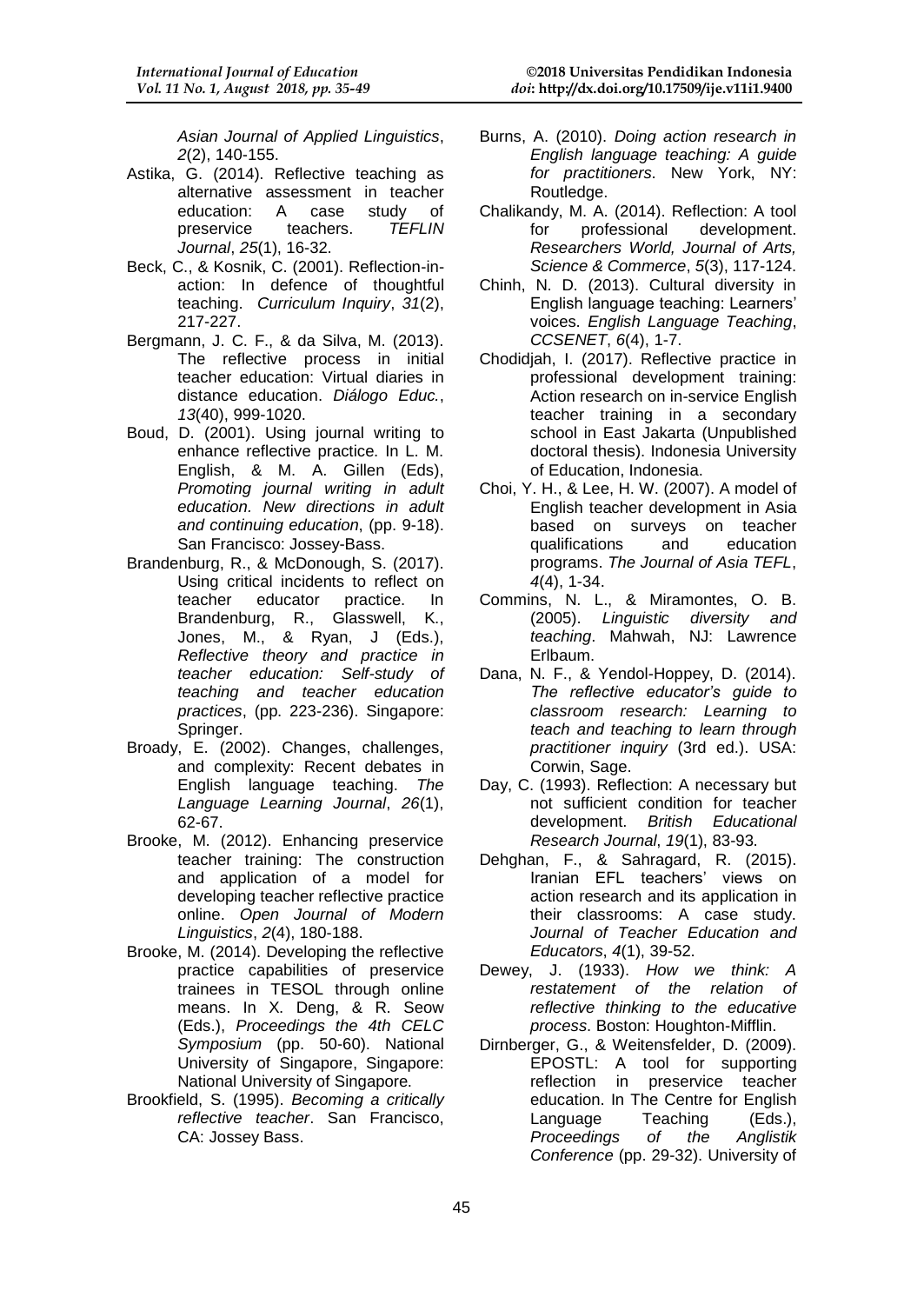*Asian Journal of Applied Linguistics*, *2*(2), 140-155.

Astika, G. (2014). Reflective teaching as alternative assessment in teacher education: A case study of preservice teachers. *TEFLIN Journal*, *25*(1), 16-32.

Beck, C., & Kosnik, C. (2001). Reflection-in-action: In defence of thoughtful teaching. *Curriculum Inquiry*, *31*(2), 217-227.

Bergmann, J. C. F., & da Silva, M. (2013). The reflective process in initial teacher education: Virtual diaries in distance education. *Diálogo Educ.*, *13*(40), 999-1020.

Boud, D. (2001). Using journal writing to enhance reflective practice. In L. M. English, & M. A. Gillen (Eds), *Promoting journal writing in adult education. New directions in adult and continuing education*, (pp. 9-18). San Francisco: Jossey-Bass.

Brandenburg, R., & McDonough, S. (2017). Using critical incidents to reflect on teacher educator practice. In Brandenburg, R., Glasswell, K., Jones, M., & Ryan, J (Eds.), *Reflective theory and practice in teacher education: Self-study of teaching and teacher education practices*, (pp. 223-236). Singapore: Springer.

Broady, E. (2002). Changes, challenges, and complexity: Recent debates in English language teaching. *The Language Learning Journal*, *26*(1), 62-67.

Brooke, M. (2012). Enhancing preservice teacher training: The construction and application of a model for developing teacher reflective practice online. *Open Journal of Modern Linguistics*, *2*(4), 180-188.

Brooke, M. (2014). Developing the reflective practice capabilities of preservice trainees in TESOL through online means. In X. Deng, & R. Seow (Eds.), *Proceedings the 4th CELC Symposium* (pp. 50-60). National University of Singapore, Singapore: National University of Singapore.

Brookfield, S. (1995). *Becoming a critically reflective teacher*. San Francisco, CA: Jossey Bass.

Burns, A. (2010). *Doing action research in English language teaching: A guide for practitioners*. New York, NY: Routledge.

Chalikandy, M. A. (2014). Reflection: A tool for professional development. *Researchers World, Journal of Arts, Science & Commerce*, *5*(3), 117-124.

Chinh, N. D. (2013). Cultural diversity in English language teaching: Learners' voices. *English Language Teaching*, *CCSENET*, *6*(4), 1-7.

Chodidjah, I. (2017). Reflective practice in professional development training: Action research on in-service English teacher training in a secondary school in East Jakarta (Unpublished doctoral thesis). Indonesia University of Education, Indonesia.

Choi, Y. H., & Lee, H. W. (2007). A model of English teacher development in Asia based on surveys on teacher qualifications and education programs. *The Journal of Asia TEFL*, *4*(4), 1-34.

Commins, N. L., & Miramontes, O. B. (2005). *Linguistic diversity and teaching*. Mahwah, NJ: Lawrence Erlbaum.

Dana, N. F., & Yendol-Hoppey, D. (2014). *The reflective educator's guide to classroom research: Learning to teach and teaching to learn through practitioner inquiry* (3rd ed.). USA: Corwin, Sage.

Day, C. (1993). Reflection: A necessary but not sufficient condition for teacher development. *British Educational Research Journal*, *19*(1), 83-93.

Dehghan, F., & Sahragard, R. (2015). Iranian EFL teachers' views on action research and its application in their classrooms: A case study. *Journal of Teacher Education and Educators*, *4*(1), 39-52.

Dewey, J. (1933). *How we think: A restatement of the relation of reflective thinking to the educative process*. Boston: Houghton-Mifflin.

Dirnberger, G., & Weitensfelder, D. (2009). EPOSTL: A tool for supporting reflection in preservice teacher education. In The Centre for English Language Teaching (Eds.), *Proceedings of the Anglistik Conference* (pp. 29-32). University of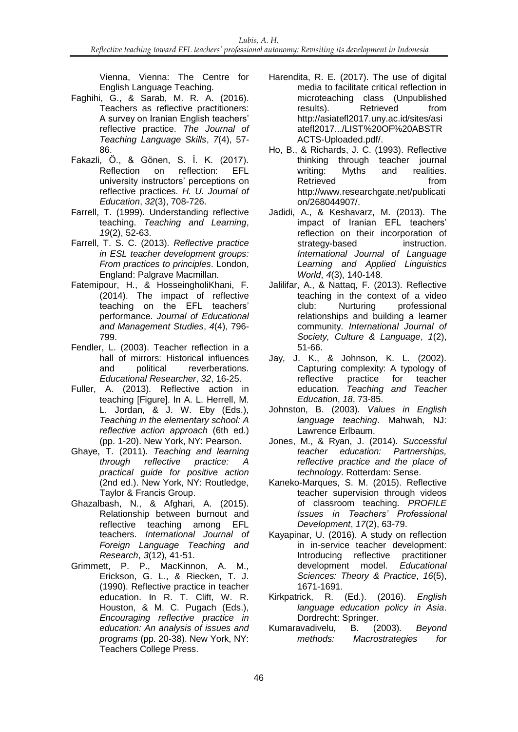Vienna, Vienna: The Centre for English Language Teaching.

Faghihi, G., & Sarab, M. R. A. (2016). Teachers as reflective practitioners: A survey on Iranian English teachers' reflective practice. *The Journal of Teaching Language Skills*, *7*(4), 57-86.

Fakazli, Ö., & Gönen, S. İ. K. (2017). Reflection on reflection: EFL university instructors' perceptions on reflective practices. *H. U. Journal of Education*, *32*(3), 708-726.

Farrell, T. (1999). Understanding reflective teaching. *Teaching and Learning*, *19*(2), 52-63.

Farrell, T. S. C. (2013). *Reflective practice in ESL teacher development groups: From practices to principles*. London, England: Palgrave Macmillan.

Fatemipour, H., & HosseingholiKhani, F. (2014). The impact of reflective teaching on the EFL teachers' performance. *Journal of Educational and Management Studies*, *4*(4), 796-799.

Fendler, L. (2003). Teacher reflection in a hall of mirrors: Historical influences and political reverberations. *Educational Researcher*, *32*, 16-25.

Fuller, A. (2013). Reflective action in teaching [Figure]. In A. L. Herrell, M. L. Jordan, & J. W. Eby (Eds.), *Teaching in the elementary school: A reflective action approach* (6th ed.) (pp. 1-20). New York, NY: Pearson.

Ghaye, T. (2011). *Teaching and learning through reflective practice: A practical guide for positive action* (2nd ed.). New York, NY: Routledge, Taylor & Francis Group.

Ghazalbash, N., & Afghari, A. (2015). Relationship between burnout and reflective teaching among EFL teachers. *International Journal of Foreign Language Teaching and Research*, *3*(12), 41-51.

Grimmett, P. P., MacKinnon, A. M., Erickson, G. L., & Riecken, T. J. (1990). Reflective practice in teacher education. In R. T. Clift, W. R. Houston, & M. C. Pugach (Eds.), *Encouraging reflective practice in education: An analysis of issues and programs* (pp. 20-38). New York, NY: Teachers College Press.

Harendita, R. E. (2017). The use of digital media to facilitate critical reflection in microteaching class (Unpublished results). Retrieved from http://asiatefl2017.uny.ac.id/sites/asiatefl2017.../LIST%20OF%20ABSTRACTS-Uploaded.pdf/.

Ho, B., & Richards, J. C. (1993). Reflective thinking through teacher journal writing: Myths and realities. Retrieved from http://www.researchgate.net/publication/268044907/.

Jadidi, A., & Keshavarz, M. (2013). The impact of Iranian EFL teachers' reflection on their incorporation of strategy-based instruction. *International Journal of Language Learning and Applied Linguistics World*, *4*(3), 140-148.

Jalilifar, A., & Nattaq, F. (2013). Reflective teaching in the context of a video club: Nurturing professional relationships and building a learner community. *International Journal of Society, Culture & Language*, *1*(2), 51-66.

Jay, J. K., & Johnson, K. L. (2002). Capturing complexity: A typology of reflective practice for teacher education. *Teaching and Teacher Education*, *18*, 73-85.

Johnston, B. (2003). *Values in English language teaching*. Mahwah, NJ: Lawrence Erlbaum.

Jones, M., & Ryan, J. (2014). *Successful teacher education: Partnerships, reflective practice and the place of technology*. Rotterdam: Sense.

Kaneko-Marques, S. M. (2015). Reflective teacher supervision through videos of classroom teaching. *PROFILE Issues in Teachers' Professional Development*, *17*(2), 63-79.

Kayapinar, U. (2016). A study on reflection in in-service teacher development: Introducing reflective practitioner development model. *Educational Sciences: Theory & Practice*, *16*(5), 1671-1691.

Kirkpatrick, R. (Ed.). (2016). *English language education policy in Asia*. Dordrecht: Springer.

Kumaravadivelu, B. (2003). *Beyond methods: Macrostrategies for*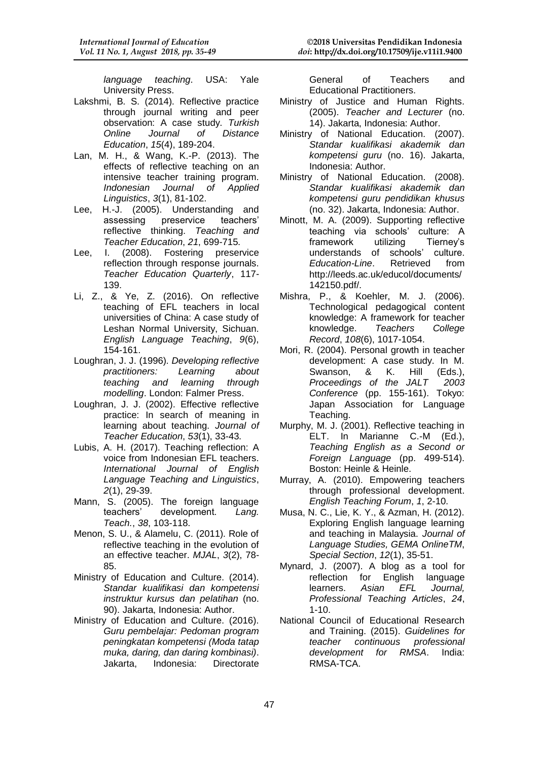*language teaching*. USA: Yale University Press.

Lakshmi, B. S. (2014). Reflective practice through journal writing and peer observation: A case study. *Turkish Online Journal of Distance Education*, *15*(4), 189-204.

Lan, M. H., & Wang, K.-P. (2013). The effects of reflective teaching on an intensive teacher training program. *Indonesian Journal of Applied Linguistics*, *3*(1), 81-102.

Lee, H.-J. (2005). Understanding and assessing preservice teachers' reflective thinking. *Teaching and Teacher Education*, *21*, 699-715.

Lee, I. (2008). Fostering preservice reflection through response journals. *Teacher Education Quarterly*, 117-139.

Li, Z., & Ye, Z. (2016). On reflective teaching of EFL teachers in local universities of China: A case study of Leshan Normal University, Sichuan. *English Language Teaching*, *9*(6), 154-161.

Loughran, J. J. (1996). *Developing reflective practitioners: Learning about teaching and learning through modelling*. London: Falmer Press.

Loughran, J. J. (2002). Effective reflective practice: In search of meaning in learning about teaching. *Journal of Teacher Education*, *53*(1), 33-43.

Lubis, A. H. (2017). Teaching reflection: A voice from Indonesian EFL teachers. *International Journal of English Language Teaching and Linguistics*, *2*(1), 29-39.

Mann, S. (2005). The foreign language teachers' development. *Lang. Teach.*, *38*, 103-118.

Menon, S. U., & Alamelu, C. (2011). Role of reflective teaching in the evolution of an effective teacher. *MJAL*, *3*(2), 78-85.

Ministry of Education and Culture. (2014). *Standar kualifikasi dan kompetensi instruktur kursus dan pelatihan* (no. 90). Jakarta, Indonesia: Author.

Ministry of Education and Culture. (2016). *Guru pembelajar: Pedoman program peningkatan kompetensi (Moda tatap muka, daring, dan daring kombinasi)*. Jakarta, Indonesia: Directorate General of Teachers and Educational Practitioners.

Ministry of Justice and Human Rights. (2005). *Teacher and Lecturer* (no. 14). Jakarta, Indonesia: Author.

Ministry of National Education. (2007). *Standar kualifikasi akademik dan kompetensi guru* (no. 16). Jakarta, Indonesia: Author.

Ministry of National Education. (2008). *Standar kualifikasi akademik dan kompetensi guru pendidikan khusus* (no. 32). Jakarta, Indonesia: Author.

Minott, M. A. (2009). Supporting reflective teaching via schools' culture: A framework utilizing Tierney's understands of schools' culture. *Education-Line*. Retrieved from http://leeds.ac.uk/educol/documents/142150.pdf/.

Mishra, P., & Koehler, M. J. (2006). Technological pedagogical content knowledge: A framework for teacher knowledge. *Teachers College Record*, *108*(6), 1017-1054.

Mori, R. (2004). Personal growth in teacher development: A case study. In M. Swanson, & K. Hill (Eds.), *Proceedings of the JALT 2003 Conference* (pp. 155-161). Tokyo: Japan Association for Language Teaching.

Murphy, M. J. (2001). Reflective teaching in ELT. In Marianne C.-M (Ed.), *Teaching English as a Second or Foreign Language* (pp. 499-514). Boston: Heinle & Heinle.

Murray, A. (2010). Empowering teachers through professional development. *English Teaching Forum*, *1*, 2-10.

Musa, N. C., Lie, K. Y., & Azman, H. (2012). Exploring English language learning and teaching in Malaysia. *Journal of Language Studies, GEMA OnlineTM, Special Section*, *12*(1), 35-51.

Mynard, J. (2007). A blog as a tool for reflection for English language learners. *Asian EFL Journal, Professional Teaching Articles*, *24*, 1-10.

National Council of Educational Research and Training. (2015). *Guidelines for teacher continuous professional development for RMSA*. India: RMSA-TCA.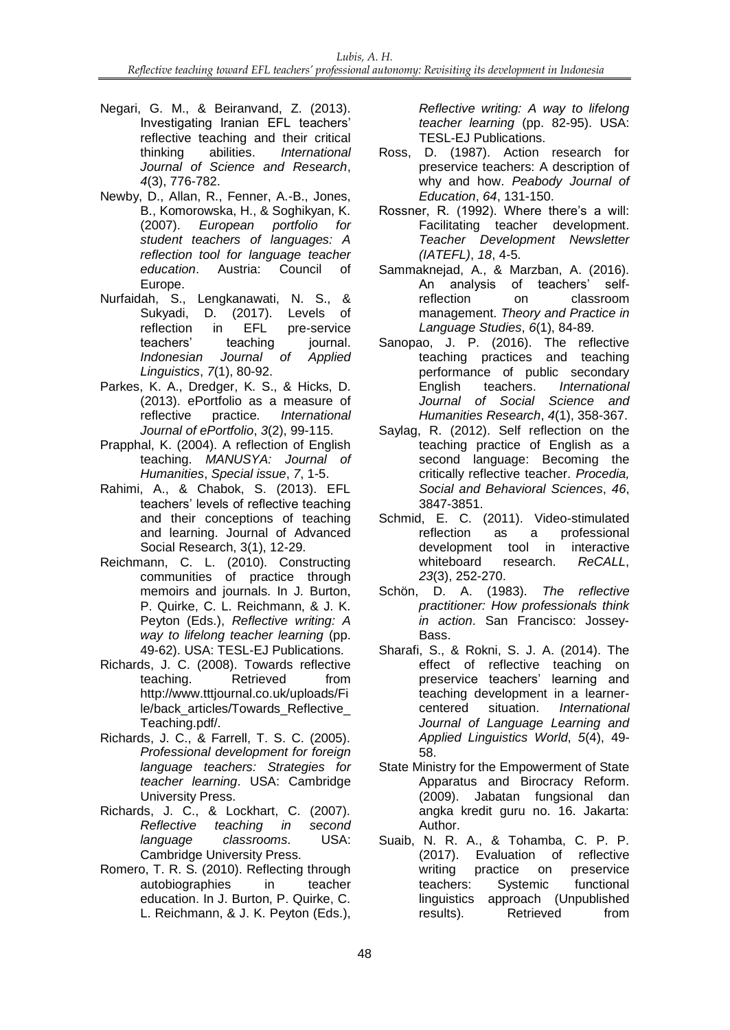Negari, G. M., & Beiranvand, Z. (2013). Investigating Iranian EFL teachers' reflective teaching and their critical thinking abilities. *International Journal of Science and Research*, *4*(3), 776-782.

Newby, D., Allan, R., Fenner, A.-B., Jones, B., Komorowska, H., & Soghikyan, K. (2007). *European portfolio for student teachers of languages: A reflection tool for language teacher education*. Austria: Council of Europe.

Nurfaidah, S., Lengkanawati, N. S., & Sukyadi, D. (2017). Levels of reflection in EFL pre-service teachers' teaching journal. *Indonesian Journal of Applied Linguistics*, *7*(1), 80-92.

Parkes, K. A., Dredger, K. S., & Hicks, D. (2013). ePortfolio as a measure of reflective practice. *International Journal of ePortfolio*, *3*(2), 99-115.

Prapphal, K. (2004). A reflection of English teaching. *MANUSYA: Journal of Humanities*, *Special issue*, *7*, 1-5.

Rahimi, A., & Chabok, S. (2013). EFL teachers' levels of reflective teaching and their conceptions of teaching and learning. Journal of Advanced Social Research, 3(1), 12-29.

Reichmann, C. L. (2010). Constructing communities of practice through memoirs and journals. In J. Burton, P. Quirke, C. L. Reichmann, & J. K. Peyton (Eds.), *Reflective writing: A way to lifelong teacher learning* (pp. 49-62). USA: TESL-EJ Publications.

Richards, J. C. (2008). Towards reflective teaching. Retrieved from http://www.tttjournal.co.uk/uploads/File/back_articles/Towards_Reflective_Teaching.pdf/.

Richards, J. C., & Farrell, T. S. C. (2005). *Professional development for foreign language teachers: Strategies for teacher learning*. USA: Cambridge University Press.

Richards, J. C., & Lockhart, C. (2007). *Reflective teaching in second language classrooms*. USA: Cambridge University Press.

Romero, T. R. S. (2010). Reflecting through autobiographies in teacher education. In J. Burton, P. Quirke, C. L. Reichmann, & J. K. Peyton (Eds.), *Reflective writing: A way to lifelong teacher learning* (pp. 82-95). USA: TESL-EJ Publications.

Ross, D. (1987). Action research for preservice teachers: A description of why and how. *Peabody Journal of Education*, *64*, 131-150.

Rossner, R. (1992). Where there's a will: Facilitating teacher development. *Teacher Development Newsletter (IATEFL)*, *18*, 4-5.

Sammaknejad, A., & Marzban, A. (2016). An analysis of teachers' self-reflection on classroom management. *Theory and Practice in Language Studies*, *6*(1), 84-89.

Sanopao, J. P. (2016). The reflective teaching practices and teaching performance of public secondary English teachers. *International Journal of Social Science and Humanities Research*, *4*(1), 358-367.

Saylag, R. (2012). Self reflection on the teaching practice of English as a second language: Becoming the critically reflective teacher. *Procedia, Social and Behavioral Sciences*, *46*, 3847-3851.

Schmid, E. C. (2011). Video-stimulated reflection as a professional development tool in interactive whiteboard research. *ReCALL*, *23*(3), 252-270.

Schön, D. A. (1983). *The reflective practitioner: How professionals think in action*. San Francisco: Jossey-Bass.

Sharafi, S., & Rokni, S. J. A. (2014). The effect of reflective teaching on preservice teachers' learning and teaching development in a learner-centered situation. *International Journal of Language Learning and Applied Linguistics World*, *5*(4), 49-58.

State Ministry for the Empowerment of State Apparatus and Birocracy Reform. (2009). Jabatan fungsional dan angka kredit guru no. 16. Jakarta: Author.

Suaib, N. R. A., & Tohamba, C. P. P. (2017). Evaluation of reflective writing practice on preservice teachers: Systemic functional linguistics approach (Unpublished results). Retrieved from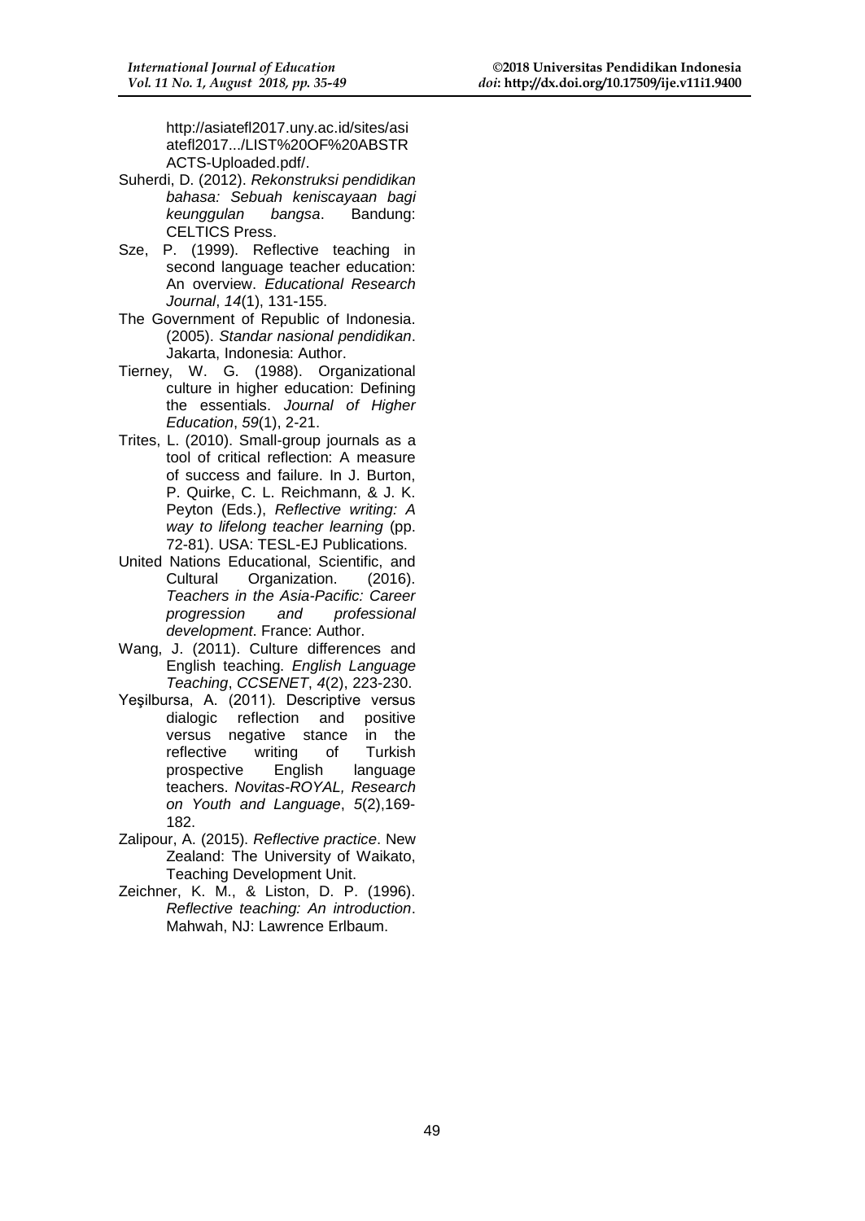http://asiatefl2017.uny.ac.id/sites/asiatefl2017.../LIST%20OF%20ABSTRACTS-Uploaded.pdf/.

Suherdi, D. (2012). *Rekonstruksi pendidikan bahasa: Sebuah keniscayaan bagi keunggulan bangsa*. Bandung: CELTICS Press.

Sze, P. (1999). Reflective teaching in second language teacher education: An overview. *Educational Research Journal*, *14*(1), 131-155.

The Government of Republic of Indonesia. (2005). *Standar nasional pendidikan*. Jakarta, Indonesia: Author.

Tierney, W. G. (1988). Organizational culture in higher education: Defining the essentials. *Journal of Higher Education*, *59*(1), 2-21.

Trites, L. (2010). Small-group journals as a tool of critical reflection: A measure of success and failure. In J. Burton, P. Quirke, C. L. Reichmann, & J. K. Peyton (Eds.), *Reflective writing: A way to lifelong teacher learning* (pp. 72-81). USA: TESL-EJ Publications.

United Nations Educational, Scientific, and Cultural Organization. (2016). *Teachers in the Asia-Pacific: Career progression and professional development*. France: Author.

Wang, J. (2011). Culture differences and English teaching. *English Language Teaching*, *CCSENET*, *4*(2), 223-230.

Yeşilbursa, A. (2011). Descriptive versus dialogic reflection and positive versus negative stance in the reflective writing of Turkish prospective English language teachers. *Novitas-ROYAL, Research on Youth and Language*, *5*(2),169-182.

Zalipour, A. (2015). *Reflective practice*. New Zealand: The University of Waikato, Teaching Development Unit.

Zeichner, K. M., & Liston, D. P. (1996). *Reflective teaching: An introduction*. Mahwah, NJ: Lawrence Erlbaum.